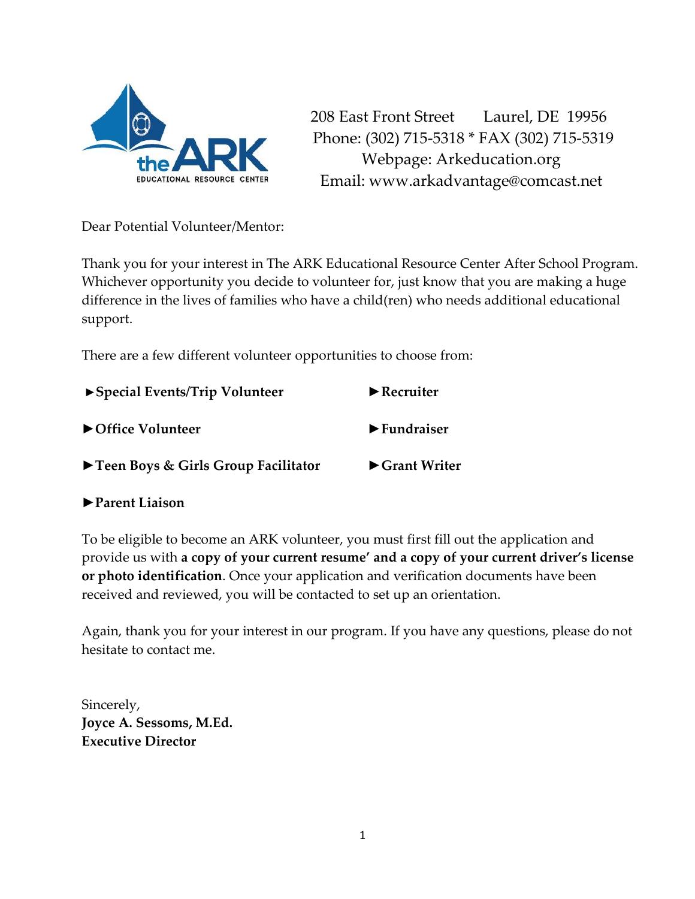the ARK
EDUCATIONAL RESOURCE CENTER

208 East Front Street Laurel, DE 19956
Phone: (302) 715-5318 * FAX (302) 715-5319
Webpage: Arkeducation.org
Email: www.arkadvantage@comcast.net

Dear Potential Volunteer/Mentor:

Thank you for your interest in The ARK Educational Resource Center After School Program. Whichever opportunity you decide to volunteer for, just know that you are making a huge difference in the lives of families who have a child(ren) who needs additional educational support.

There are a few different volunteer opportunities to choose from:

- ►**Special Events/Trip Volunteer**
- ►**Recruiter**
- ►**Office Volunteer**
- ►**Fundraiser**
- ►**Teen Boys & Girls Group Facilitator**
- ►**Grant Writer**
- ►**Parent Liaison**

To be eligible to become an ARK volunteer, you must first fill out the application and provide us with **a copy of your current resume' and a copy of your current driver's license or photo identification**. Once your application and verification documents have been received and reviewed, you will be contacted to set up an orientation.

Again, thank you for your interest in our program. If you have any questions, please do not hesitate to contact me.

Sincerely,
**Joyce A. Sessoms, M.Ed.**
**Executive Director**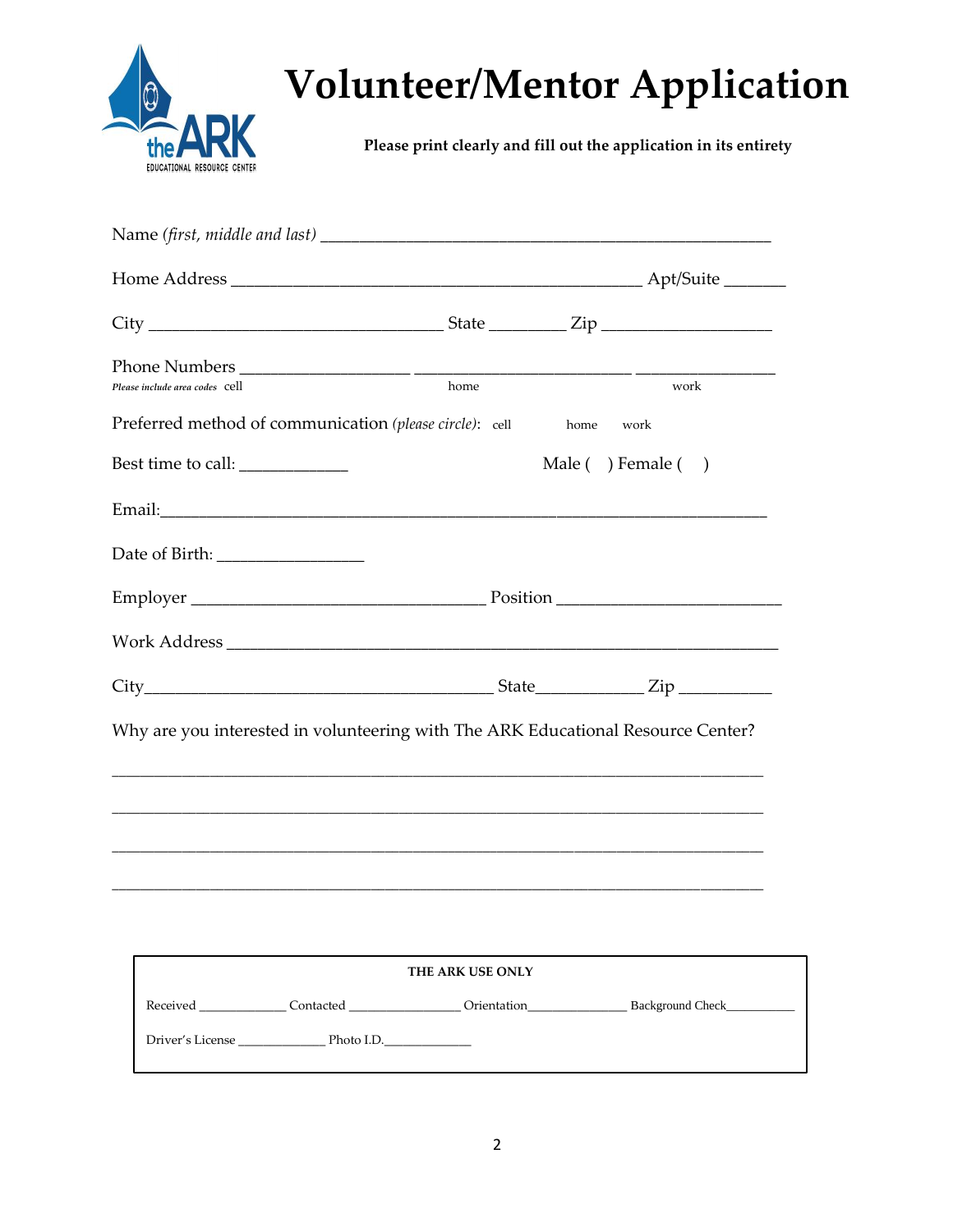# Volunteer/Mentor Application

**Please print clearly and fill out the application in its entirety**

Name *(first, middle and last)* ___________________________________________________

Home Address ______________________________________________ Apt/Suite _______

City _________________________________ State ________ Zip ___________________

Phone Numbers __________________ ________________________ ________________
*Please include area codes* cell home work

Preferred method of communication *(please circle)*: cell home work

Best time to call: ____________ Male ( ) Female ( )

Email:_______________________________________________________________________

Date of Birth: ________________

Employer _________________________________ Position _________________________

Work Address ________________________________________________________________

City_______________________________________ State____________ Zip __________

Why are you interested in volunteering with The ARK Educational Resource Center?

_________________________________________________________________________

_________________________________________________________________________

_________________________________________________________________________

_________________________________________________________________________

**THE ARK USE ONLY**

Received ____________ Contacted _______________ Orientation______________ Background Check__________

Driver's License ____________ Photo I.D.____________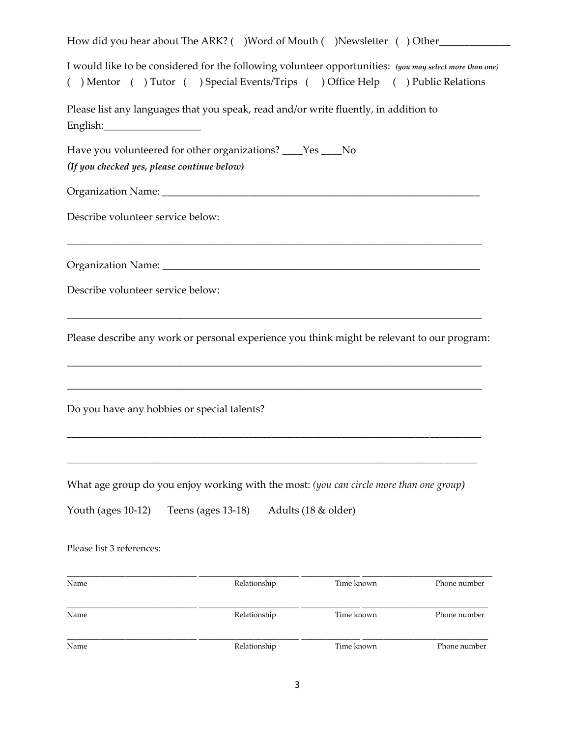How did you hear about The ARK? (  )Word of Mouth (  )Newsletter (  ) Other______________

I would like to be considered for the following volunteer opportunities: *(you may select more than one)*
(  ) Mentor (  ) Tutor (  ) Special Events/Trips (  ) Office Help (  ) Public Relations

Please list any languages that you speak, read and/or write fluently, in addition to English:___________________

Have you volunteered for other organizations? ____Yes ____No
***(If you checked yes, please continue below)***

Organization Name: _______________________________________________________________

Describe volunteer service below:

___________________________________________________________________________

Organization Name: _______________________________________________________________

Describe volunteer service below:

___________________________________________________________________________

Please describe any work or personal experience you think might be relevant to our program:

___________________________________________________________________________

___________________________________________________________________________

Do you have any hobbies or special talents?

___________________________________________________________________________

___________________________________________________________________________

What age group do you enjoy working with the most: *(you can circle more than one group)*

Youth (ages 10-12)   Teens (ages 13-18)   Adults (18 & older)

Please list 3 references:

| Name | Relationship | Time known | Phone number |
| --- | --- | --- | --- |
| | | | |
| | | | |
| | | | |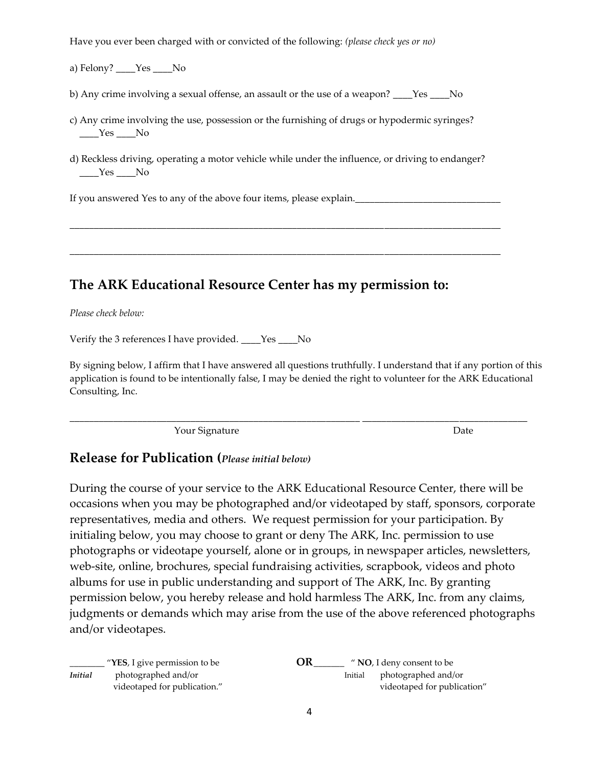Have you ever been charged with or convicted of the following: *(please check yes or no)*

a) Felony? ____Yes ____No

b) Any crime involving a sexual offense, an assault or the use of a weapon? ____Yes ____No

c) Any crime involving the use, possession or the furnishing of drugs or hypodermic syringes?
____Yes ____No

d) Reckless driving, operating a motor vehicle while under the influence, or driving to endanger?
____Yes ____No

If you answered Yes to any of the above four items, please explain.______________________________

_____________________________________________________________________________________

_____________________________________________________________________________________

## The ARK Educational Resource Center has my permission to:

*Please check below:*

Verify the 3 references I have provided. ____Yes ____No

By signing below, I affirm that I have answered all questions truthfully. I understand that if any portion of this application is found to be intentionally false, I may be denied the right to volunteer for the ARK Educational Consulting, Inc.

_____________________________________________________________ ____________________________________

Your Signature Date

## Release for Publication (*Please initial below)*

During the course of your service to the ARK Educational Resource Center, there will be occasions when you may be photographed and/or videotaped by staff, sponsors, corporate representatives, media and others. We request permission for your participation. By initialing below, you may choose to grant or deny The ARK, Inc. permission to use photographs or videotape yourself, alone or in groups, in newspaper articles, newsletters, web-site, online, brochures, special fundraising activities, scrapbook, videos and photo albums for use in public understanding and support of The ARK, Inc. By granting permission below, you hereby release and hold harmless The ARK, Inc. from any claims, judgments or demands which may arise from the use of the above referenced photographs and/or videotapes.

________ "**YES**, I give permission to be photographed and/or videotaped for publication."
*Initial*

**OR**______ " **NO**, I deny consent to be photographed and/or videotaped for publication"
Initial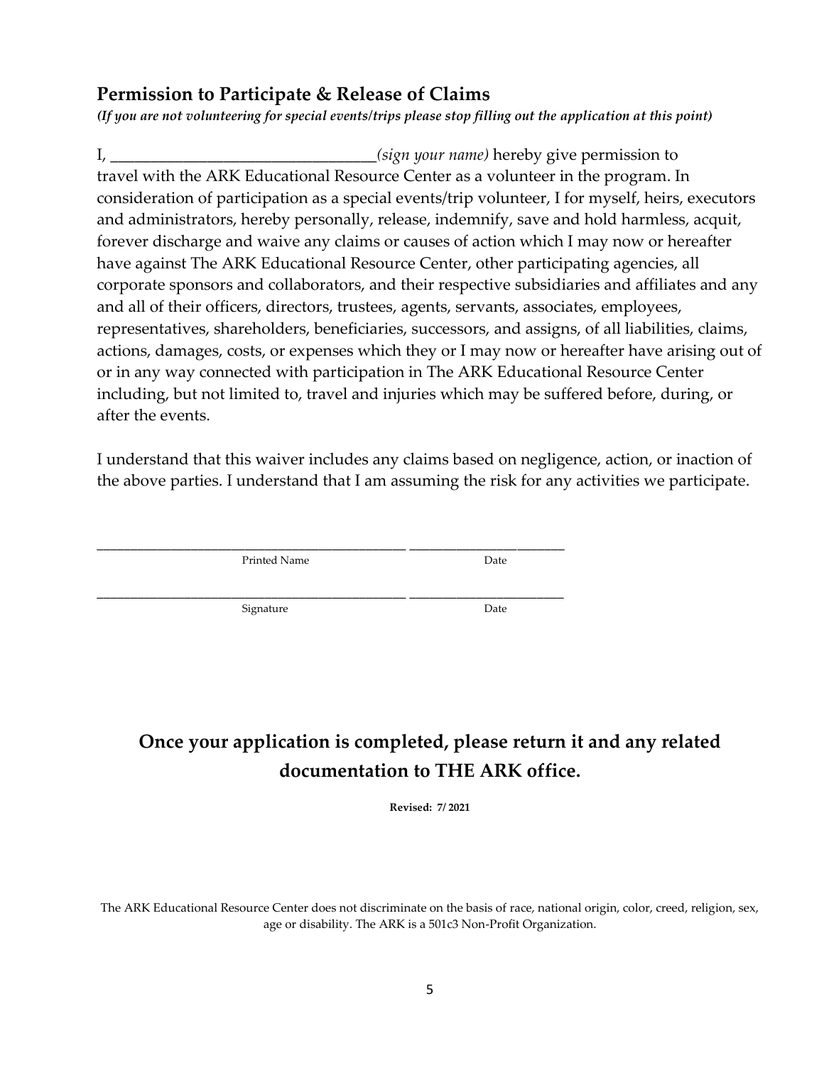## Permission to Participate & Release of Claims

***(If you are not volunteering for special events/trips please stop filling out the application at this point)***

I, _________________________________*(sign your name)* hereby give permission to travel with the ARK Educational Resource Center as a volunteer in the program. In consideration of participation as a special events/trip volunteer, I for myself, heirs, executors and administrators, hereby personally, release, indemnify, save and hold harmless, acquit, forever discharge and waive any claims or causes of action which I may now or hereafter have against The ARK Educational Resource Center, other participating agencies, all corporate sponsors and collaborators, and their respective subsidiaries and affiliates and any and all of their officers, directors, trustees, agents, servants, associates, employees, representatives, shareholders, beneficiaries, successors, and assigns, of all liabilities, claims, actions, damages, costs, or expenses which they or I may now or hereafter have arising out of or in any way connected with participation in The ARK Educational Resource Center including, but not limited to, travel and injuries which may be suffered before, during, or after the events.

I understand that this waiver includes any claims based on negligence, action, or inaction of the above parties. I understand that I am assuming the risk for any activities we participate.

_____________________________________________ _______________________
Printed Name Date

_____________________________________________ _______________________
Signature Date

## Once your application is completed, please return it and any related documentation to THE ARK office.

**Revised: 7/ 2021**

The ARK Educational Resource Center does not discriminate on the basis of race, national origin, color, creed, religion, sex, age or disability. The ARK is a 501c3 Non-Profit Organization.